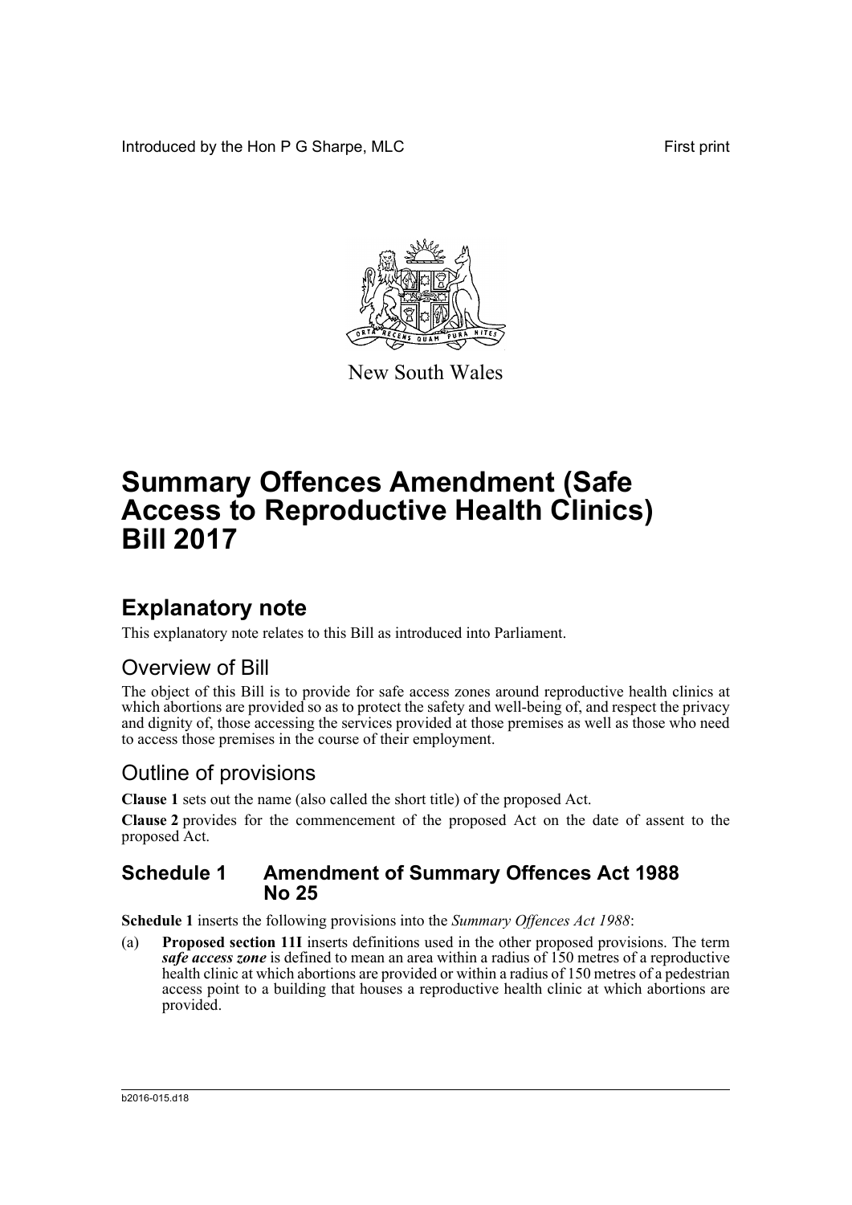Introduced by the Hon P G Sharpe, MLC First print

New South Wales

# Summary Offences Amendment (Safe Access to Reproductive Health Clinics) Bill 2017

## Explanatory note

This explanatory note relates to this Bill as introduced into Parliament.

### Overview of Bill

The object of this Bill is to provide for safe access zones around reproductive health clinics at which abortions are provided so as to protect the safety and well-being of, and respect the privacy and dignity of, those accessing the services provided at those premises as well as those who need to access those premises in the course of their employment.

### Outline of provisions

**Clause 1** sets out the name (also called the short title) of the proposed Act.

**Clause 2** provides for the commencement of the proposed Act on the date of assent to the proposed Act.

### Schedule 1 Amendment of Summary Offences Act 1988 No 25

**Schedule 1** inserts the following provisions into the *Summary Offences Act 1988*:

(a) **Proposed section 11I** inserts definitions used in the other proposed provisions. The term ***safe access zone*** is defined to mean an area within a radius of 150 metres of a reproductive health clinic at which abortions are provided or within a radius of 150 metres of a pedestrian access point to a building that houses a reproductive health clinic at which abortions are provided.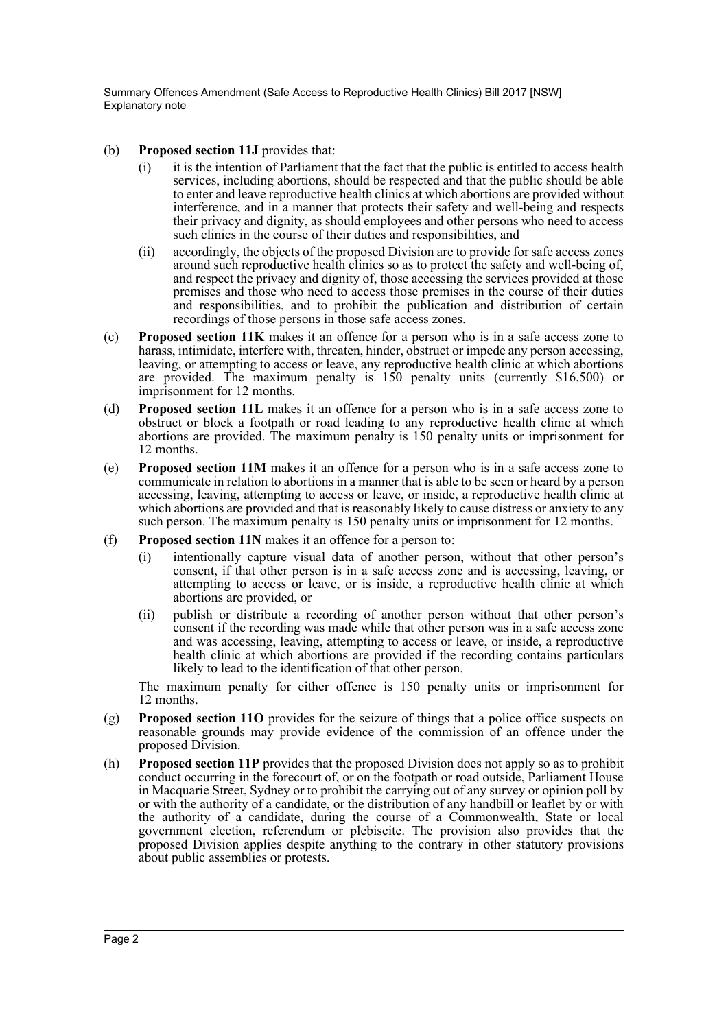(b) **Proposed section 11J** provides that:

   (i) it is the intention of Parliament that the fact that the public is entitled to access health services, including abortions, should be respected and that the public should be able to enter and leave reproductive health clinics at which abortions are provided without interference, and in a manner that protects their safety and well-being and respects their privacy and dignity, as should employees and other persons who need to access such clinics in the course of their duties and responsibilities, and

   (ii) accordingly, the objects of the proposed Division are to provide for safe access zones around such reproductive health clinics so as to protect the safety and well-being of, and respect the privacy and dignity of, those accessing the services provided at those premises and those who need to access those premises in the course of their duties and responsibilities, and to prohibit the publication and distribution of certain recordings of those persons in those safe access zones.

(c) **Proposed section 11K** makes it an offence for a person who is in a safe access zone to harass, intimidate, interfere with, threaten, hinder, obstruct or impede any person accessing, leaving, or attempting to access or leave, any reproductive health clinic at which abortions are provided. The maximum penalty is 150 penalty units (currently $16,500) or imprisonment for 12 months.

(d) **Proposed section 11L** makes it an offence for a person who is in a safe access zone to obstruct or block a footpath or road leading to any reproductive health clinic at which abortions are provided. The maximum penalty is 150 penalty units or imprisonment for 12 months.

(e) **Proposed section 11M** makes it an offence for a person who is in a safe access zone to communicate in relation to abortions in a manner that is able to be seen or heard by a person accessing, leaving, attempting to access or leave, or inside, a reproductive health clinic at which abortions are provided and that is reasonably likely to cause distress or anxiety to any such person. The maximum penalty is 150 penalty units or imprisonment for 12 months.

(f) **Proposed section 11N** makes it an offence for a person to:

   (i) intentionally capture visual data of another person, without that other person's consent, if that other person is in a safe access zone and is accessing, leaving, or attempting to access or leave, or is inside, a reproductive health clinic at which abortions are provided, or

   (ii) publish or distribute a recording of another person without that other person's consent if the recording was made while that other person was in a safe access zone and was accessing, leaving, attempting to access or leave, or inside, a reproductive health clinic at which abortions are provided if the recording contains particulars likely to lead to the identification of that other person.

   The maximum penalty for either offence is 150 penalty units or imprisonment for 12 months.

(g) **Proposed section 11O** provides for the seizure of things that a police office suspects on reasonable grounds may provide evidence of the commission of an offence under the proposed Division.

(h) **Proposed section 11P** provides that the proposed Division does not apply so as to prohibit conduct occurring in the forecourt of, or on the footpath or road outside, Parliament House in Macquarie Street, Sydney or to prohibit the carrying out of any survey or opinion poll by or with the authority of a candidate, or the distribution of any handbill or leaflet by or with the authority of a candidate, during the course of a Commonwealth, State or local government election, referendum or plebiscite. The provision also provides that the proposed Division applies despite anything to the contrary in other statutory provisions about public assemblies or protests.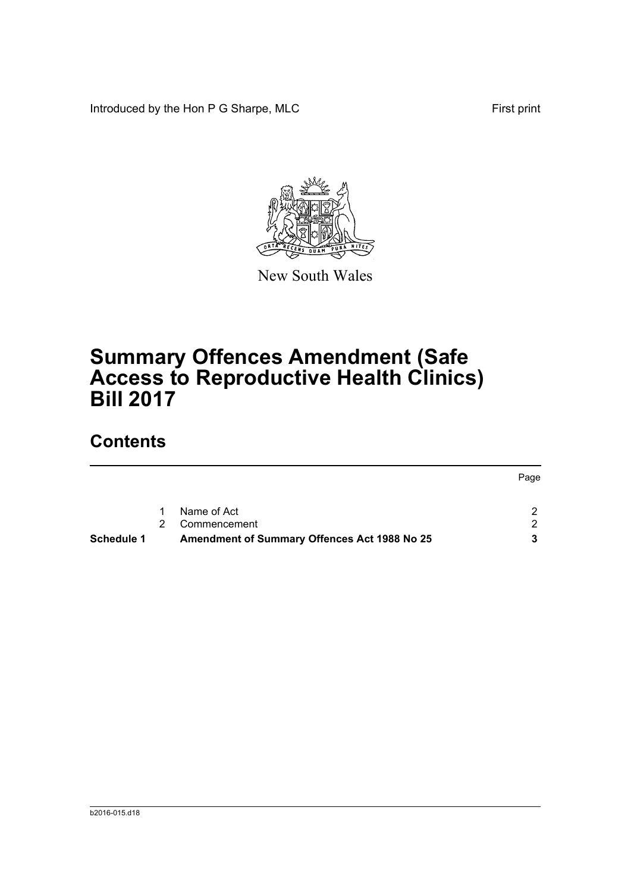Introduced by the Hon P G Sharpe, MLC First print

New South Wales

# Summary Offences Amendment (Safe Access to Reproductive Health Clinics) Bill 2017

## Contents

| | | | Page |
|---|---|---|---|
| | 1 | Name of Act | 2 |
| | 2 | Commencement | 2 |
| **Schedule 1** | | **Amendment of Summary Offences Act 1988 No 25** | **3** |

b2016-015.d18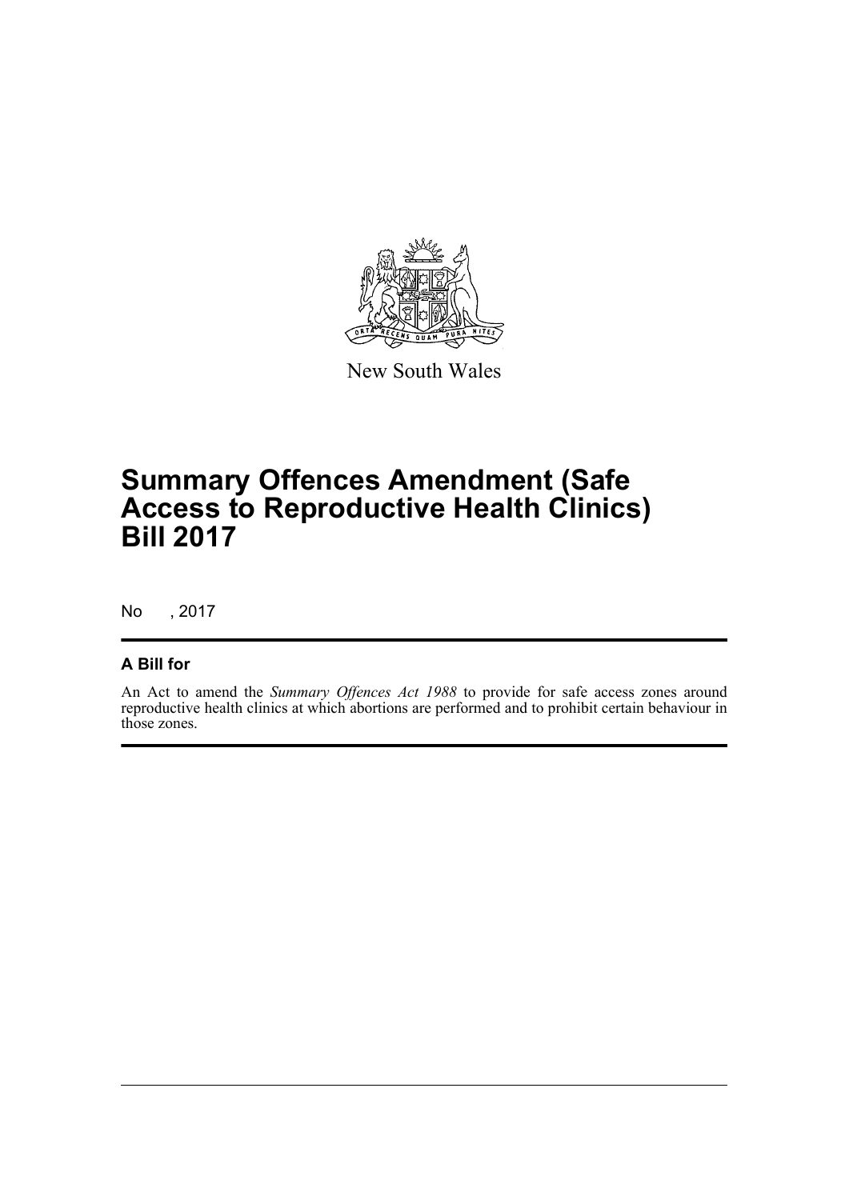New South Wales

# Summary Offences Amendment (Safe Access to Reproductive Health Clinics) Bill 2017

No , 2017

## A Bill for

An Act to amend the *Summary Offences Act 1988* to provide for safe access zones around reproductive health clinics at which abortions are performed and to prohibit certain behaviour in those zones.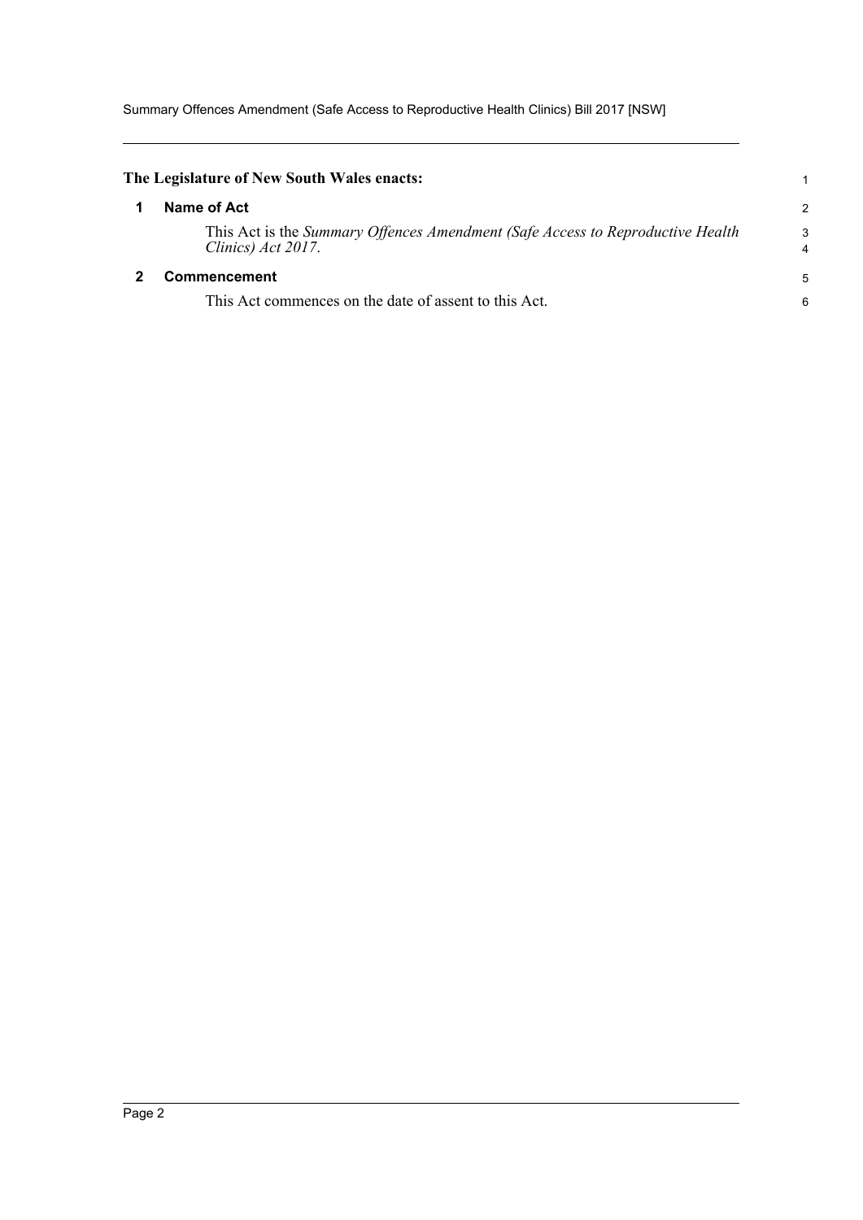**The Legislature of New South Wales enacts:**

## 1 Name of Act

This Act is the *Summary Offences Amendment (Safe Access to Reproductive Health Clinics) Act 2017*.

## 2 Commencement

This Act commences on the date of assent to this Act.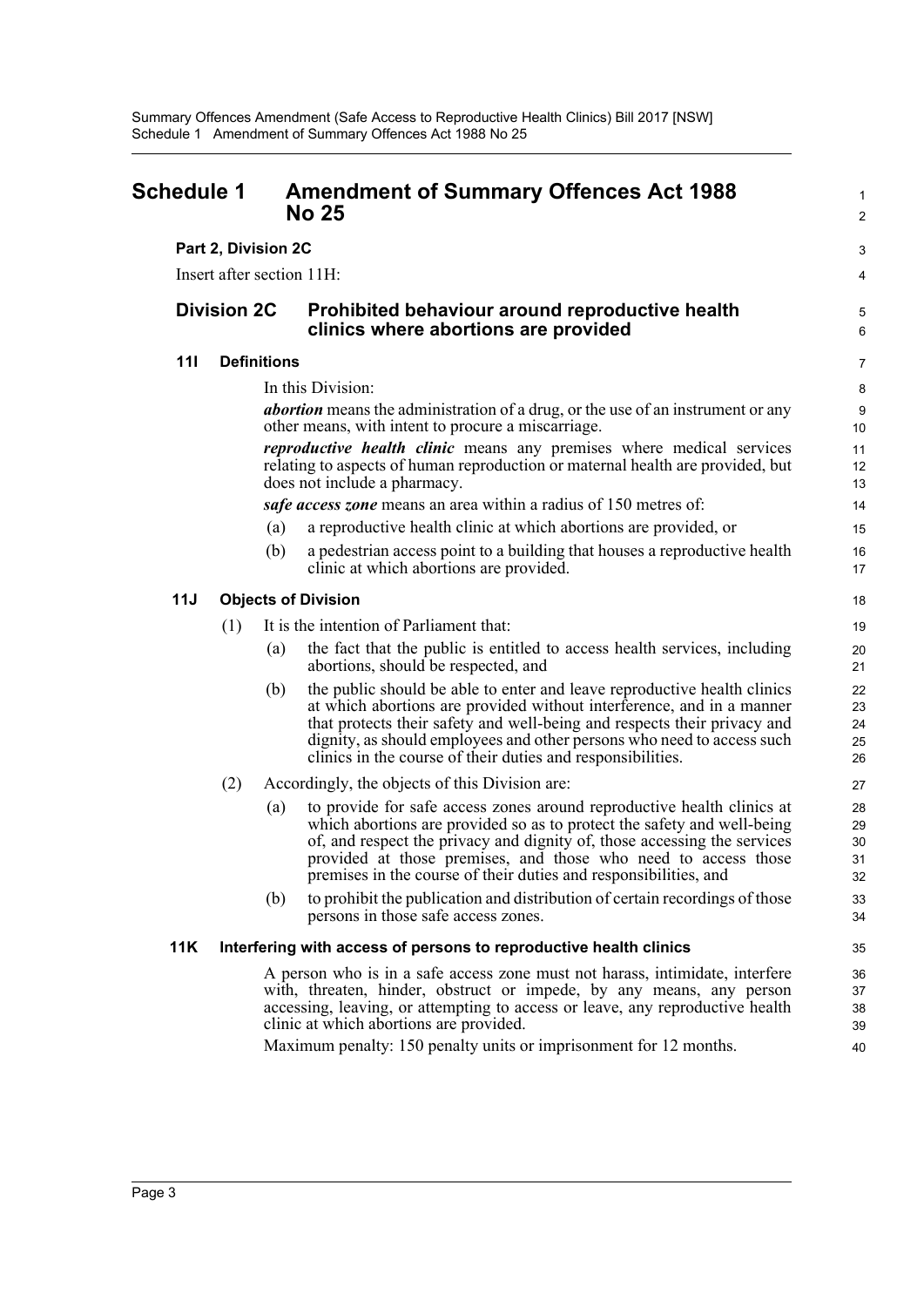# Schedule 1 Amendment of Summary Offences Act 1988 No 25

**Part 2, Division 2C**

Insert after section 11H:

## Division 2C Prohibited behaviour around reproductive health clinics where abortions are provided

### 11I Definitions

In this Division:

***abortion*** means the administration of a drug, or the use of an instrument or any other means, with intent to procure a miscarriage.

***reproductive health clinic*** means any premises where medical services relating to aspects of human reproduction or maternal health are provided, but does not include a pharmacy.

***safe access zone*** means an area within a radius of 150 metres of:

(a) a reproductive health clinic at which abortions are provided, or

(b) a pedestrian access point to a building that houses a reproductive health clinic at which abortions are provided.

### 11J Objects of Division

(1) It is the intention of Parliament that:

(a) the fact that the public is entitled to access health services, including abortions, should be respected, and

(b) the public should be able to enter and leave reproductive health clinics at which abortions are provided without interference, and in a manner that protects their safety and well-being and respects their privacy and dignity, as should employees and other persons who need to access such clinics in the course of their duties and responsibilities.

(2) Accordingly, the objects of this Division are:

(a) to provide for safe access zones around reproductive health clinics at which abortions are provided so as to protect the safety and well-being of, and respect the privacy and dignity of, those accessing the services provided at those premises, and those who need to access those premises in the course of their duties and responsibilities, and

(b) to prohibit the publication and distribution of certain recordings of those persons in those safe access zones.

### 11K Interfering with access of persons to reproductive health clinics

A person who is in a safe access zone must not harass, intimidate, interfere with, threaten, hinder, obstruct or impede, by any means, any person accessing, leaving, or attempting to access or leave, any reproductive health clinic at which abortions are provided.

Maximum penalty: 150 penalty units or imprisonment for 12 months.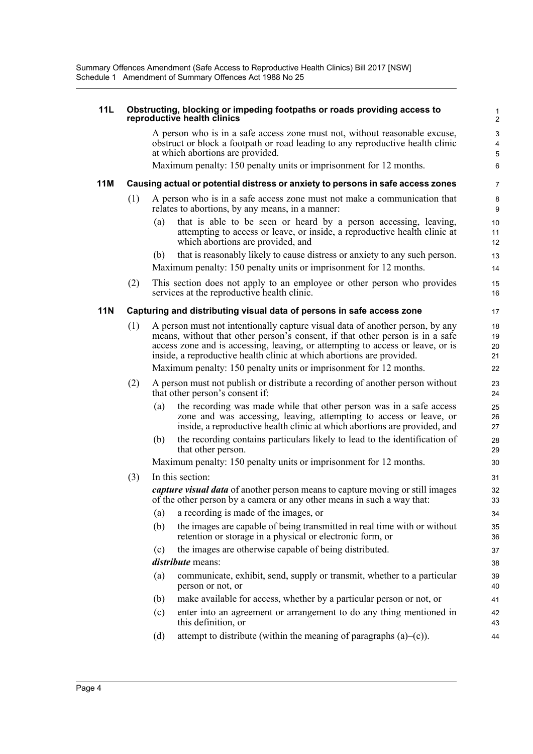**11L Obstructing, blocking or impeding footpaths or roads providing access to reproductive health clinics**

A person who is in a safe access zone must not, without reasonable excuse, obstruct or block a footpath or road leading to any reproductive health clinic at which abortions are provided.

Maximum penalty: 150 penalty units or imprisonment for 12 months.

**11M Causing actual or potential distress or anxiety to persons in safe access zones**

(1) A person who is in a safe access zone must not make a communication that relates to abortions, by any means, in a manner:

(a) that is able to be seen or heard by a person accessing, leaving, attempting to access or leave, or inside, a reproductive health clinic at which abortions are provided, and

(b) that is reasonably likely to cause distress or anxiety to any such person.

Maximum penalty: 150 penalty units or imprisonment for 12 months.

(2) This section does not apply to an employee or other person who provides services at the reproductive health clinic.

**11N Capturing and distributing visual data of persons in safe access zone**

(1) A person must not intentionally capture visual data of another person, by any means, without that other person's consent, if that other person is in a safe access zone and is accessing, leaving, or attempting to access or leave, or is inside, a reproductive health clinic at which abortions are provided.

Maximum penalty: 150 penalty units or imprisonment for 12 months.

(2) A person must not publish or distribute a recording of another person without that other person's consent if:

(a) the recording was made while that other person was in a safe access zone and was accessing, leaving, attempting to access or leave, or inside, a reproductive health clinic at which abortions are provided, and

(b) the recording contains particulars likely to lead to the identification of that other person.

Maximum penalty: 150 penalty units or imprisonment for 12 months.

(3) In this section:

***capture visual data*** of another person means to capture moving or still images of the other person by a camera or any other means in such a way that:

(a) a recording is made of the images, or

(b) the images are capable of being transmitted in real time with or without retention or storage in a physical or electronic form, or

(c) the images are otherwise capable of being distributed.

***distribute*** means:

(a) communicate, exhibit, send, supply or transmit, whether to a particular person or not, or

(b) make available for access, whether by a particular person or not, or

(c) enter into an agreement or arrangement to do any thing mentioned in this definition, or

(d) attempt to distribute (within the meaning of paragraphs (a)–(c)).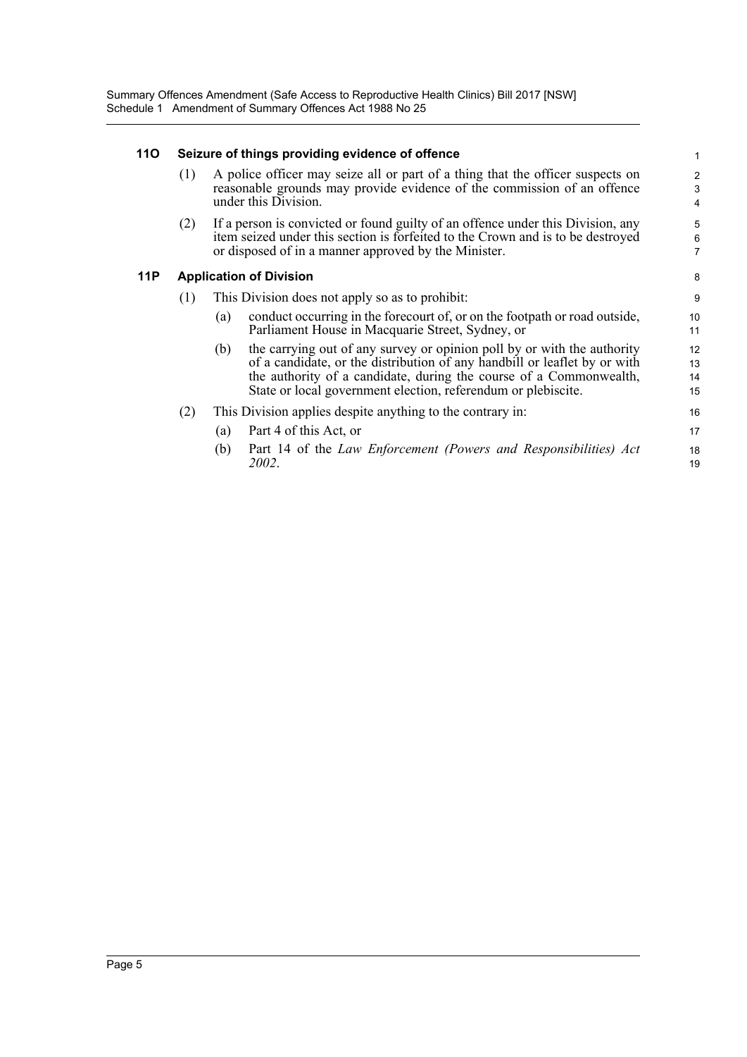### 11O Seizure of things providing evidence of offence

(1) A police officer may seize all or part of a thing that the officer suspects on reasonable grounds may provide evidence of the commission of an offence under this Division.

(2) If a person is convicted or found guilty of an offence under this Division, any item seized under this section is forfeited to the Crown and is to be destroyed or disposed of in a manner approved by the Minister.

### 11P Application of Division

(1) This Division does not apply so as to prohibit:

(a) conduct occurring in the forecourt of, or on the footpath or road outside, Parliament House in Macquarie Street, Sydney, or

(b) the carrying out of any survey or opinion poll by or with the authority of a candidate, or the distribution of any handbill or leaflet by or with the authority of a candidate, during the course of a Commonwealth, State or local government election, referendum or plebiscite.

(2) This Division applies despite anything to the contrary in:

(a) Part 4 of this Act, or

(b) Part 14 of the *Law Enforcement (Powers and Responsibilities) Act 2002*.